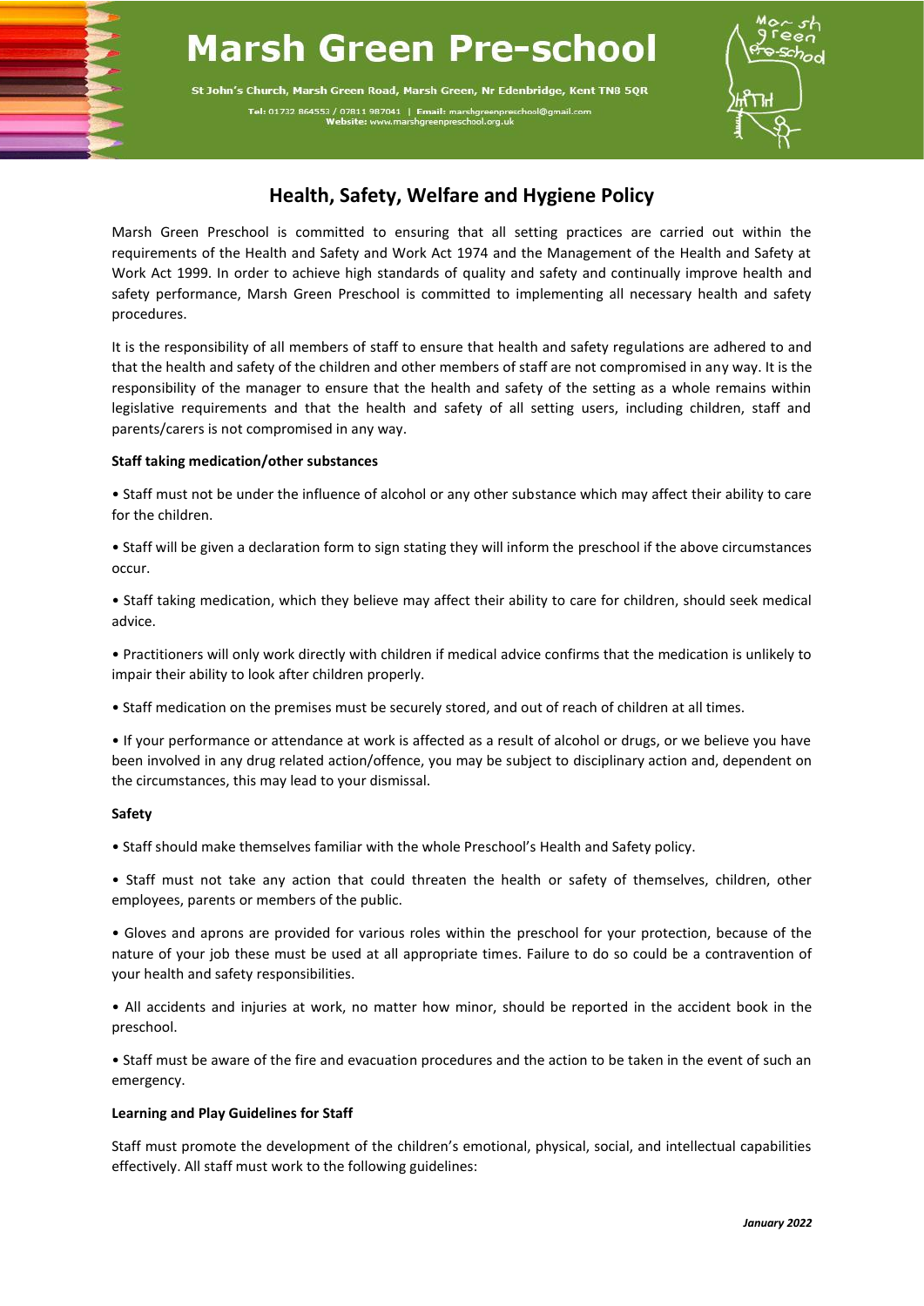# Marsh Green Pre-school

St John's Church, Marsh Green Road, Marsh Green, Nr Edenbridge, Kent TN8 5QR

Tel: 01732 864553 / 07811 987041 | Email: marshgreenpreschool@gmail.com
Website: www.marshgreenpreschool.org.uk

## Health, Safety, Welfare and Hygiene Policy

Marsh Green Preschool is committed to ensuring that all setting practices are carried out within the requirements of the Health and Safety and Work Act 1974 and the Management of the Health and Safety at Work Act 1999. In order to achieve high standards of quality and safety and continually improve health and safety performance, Marsh Green Preschool is committed to implementing all necessary health and safety procedures.

It is the responsibility of all members of staff to ensure that health and safety regulations are adhered to and that the health and safety of the children and other members of staff are not compromised in any way. It is the responsibility of the manager to ensure that the health and safety of the setting as a whole remains within legislative requirements and that the health and safety of all setting users, including children, staff and parents/carers is not compromised in any way.

**Staff taking medication/other substances**

• Staff must not be under the influence of alcohol or any other substance which may affect their ability to care for the children.

• Staff will be given a declaration form to sign stating they will inform the preschool if the above circumstances occur.

• Staff taking medication, which they believe may affect their ability to care for children, should seek medical advice.

• Practitioners will only work directly with children if medical advice confirms that the medication is unlikely to impair their ability to look after children properly.

• Staff medication on the premises must be securely stored, and out of reach of children at all times.

• If your performance or attendance at work is affected as a result of alcohol or drugs, or we believe you have been involved in any drug related action/offence, you may be subject to disciplinary action and, dependent on the circumstances, this may lead to your dismissal.

**Safety**

• Staff should make themselves familiar with the whole Preschool's Health and Safety policy.

• Staff must not take any action that could threaten the health or safety of themselves, children, other employees, parents or members of the public.

• Gloves and aprons are provided for various roles within the preschool for your protection, because of the nature of your job these must be used at all appropriate times. Failure to do so could be a contravention of your health and safety responsibilities.

• All accidents and injuries at work, no matter how minor, should be reported in the accident book in the preschool.

• Staff must be aware of the fire and evacuation procedures and the action to be taken in the event of such an emergency.

**Learning and Play Guidelines for Staff**

Staff must promote the development of the children's emotional, physical, social, and intellectual capabilities effectively. All staff must work to the following guidelines:

*January 2022*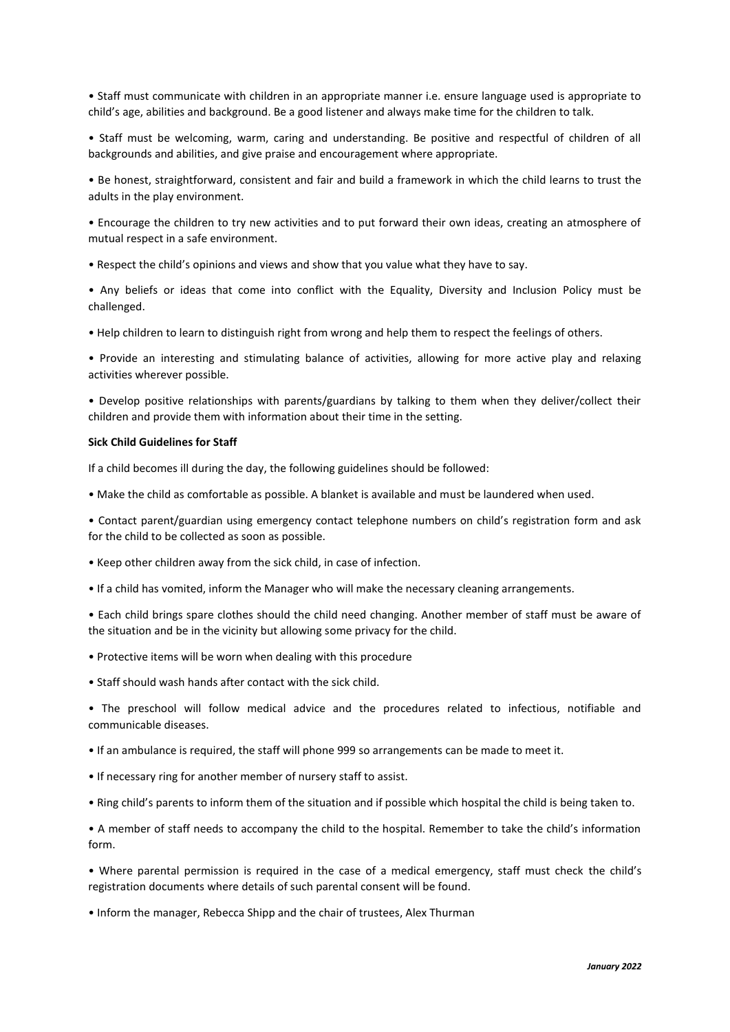• Staff must communicate with children in an appropriate manner i.e. ensure language used is appropriate to child's age, abilities and background. Be a good listener and always make time for the children to talk.

• Staff must be welcoming, warm, caring and understanding. Be positive and respectful of children of all backgrounds and abilities, and give praise and encouragement where appropriate.

• Be honest, straightforward, consistent and fair and build a framework in which the child learns to trust the adults in the play environment.

• Encourage the children to try new activities and to put forward their own ideas, creating an atmosphere of mutual respect in a safe environment.

• Respect the child's opinions and views and show that you value what they have to say.

• Any beliefs or ideas that come into conflict with the Equality, Diversity and Inclusion Policy must be challenged.

• Help children to learn to distinguish right from wrong and help them to respect the feelings of others.

• Provide an interesting and stimulating balance of activities, allowing for more active play and relaxing activities wherever possible.

• Develop positive relationships with parents/guardians by talking to them when they deliver/collect their children and provide them with information about their time in the setting.

**Sick Child Guidelines for Staff**

If a child becomes ill during the day, the following guidelines should be followed:

• Make the child as comfortable as possible. A blanket is available and must be laundered when used.

• Contact parent/guardian using emergency contact telephone numbers on child's registration form and ask for the child to be collected as soon as possible.

• Keep other children away from the sick child, in case of infection.

• If a child has vomited, inform the Manager who will make the necessary cleaning arrangements.

• Each child brings spare clothes should the child need changing. Another member of staff must be aware of the situation and be in the vicinity but allowing some privacy for the child.

• Protective items will be worn when dealing with this procedure

• Staff should wash hands after contact with the sick child.

• The preschool will follow medical advice and the procedures related to infectious, notifiable and communicable diseases.

• If an ambulance is required, the staff will phone 999 so arrangements can be made to meet it.

• If necessary ring for another member of nursery staff to assist.

• Ring child's parents to inform them of the situation and if possible which hospital the child is being taken to.

• A member of staff needs to accompany the child to the hospital. Remember to take the child's information form.

• Where parental permission is required in the case of a medical emergency, staff must check the child's registration documents where details of such parental consent will be found.

• Inform the manager, Rebecca Shipp and the chair of trustees, Alex Thurman

***January 2022***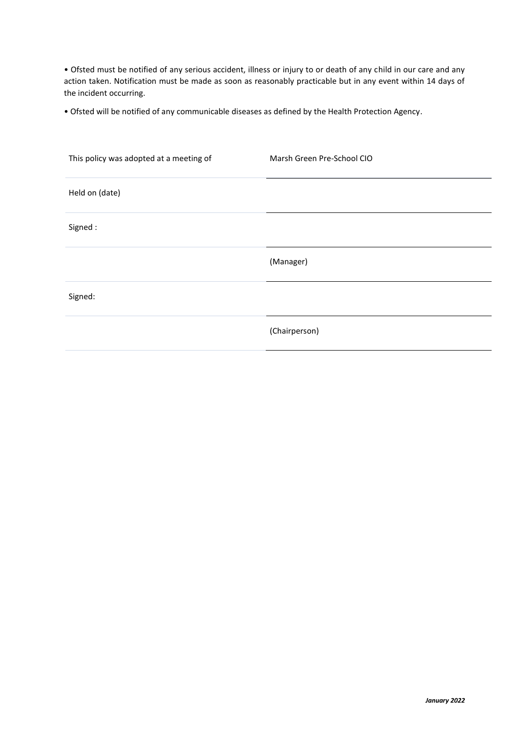• Ofsted must be notified of any serious accident, illness or injury to or death of any child in our care and any action taken. Notification must be made as soon as reasonably practicable but in any event within 14 days of the incident occurring.

• Ofsted will be notified of any communicable diseases as defined by the Health Protection Agency.

| | |
|---|---|
| This policy was adopted at a meeting of | Marsh Green Pre-School CIO |
| Held on (date) | |
| Signed : | |
| | (Manager) |
| Signed: | |
| | (Chairperson) |

***January 2022***